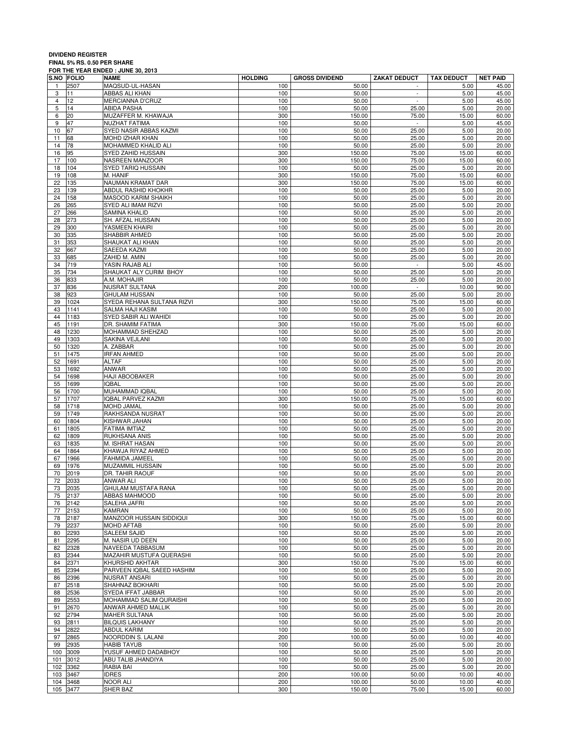**DIVIDEND REGISTER**
**FINAL 5% RS. 0.50 PER SHARE**
**FOR THE YEAR ENDED : JUNE 30, 2013**

| S.NO | FOLIO | NAME | HOLDING | GROSS DIVIDEND | ZAKAT DEDUCT | TAX DEDUCT | NET PAID |
|---|---|---|---|---|---|---|---|
| 1 | 2507 | MAQSUD-UL-HASAN | 100 | 50.00 | - | 5.00 | 45.00 |
| 3 | 11 | ABBAS ALI KHAN | 100 | 50.00 | - | 5.00 | 45.00 |
| 4 | 12 | MERCIANNA D'CRUZ | 100 | 50.00 | - | 5.00 | 45.00 |
| 5 | 14 | ABIDA PASHA | 100 | 50.00 | 25.00 | 5.00 | 20.00 |
| 6 | 20 | MUZAFFER M. KHAWAJA | 300 | 150.00 | 75.00 | 15.00 | 60.00 |
| 9 | 47 | NUZHAT FATIMA | 100 | 50.00 | - | 5.00 | 45.00 |
| 10 | 67 | SYED NASIR ABBAS KAZMI | 100 | 50.00 | 25.00 | 5.00 | 20.00 |
| 11 | 68 | MOHD IZHAR KHAN | 100 | 50.00 | 25.00 | 5.00 | 20.00 |
| 14 | 78 | MOHAMMED KHALID ALI | 100 | 50.00 | 25.00 | 5.00 | 20.00 |
| 16 | 95 | SYED ZAHID HUSSAIN | 300 | 150.00 | 75.00 | 15.00 | 60.00 |
| 17 | 100 | NASREEN MANZOOR | 300 | 150.00 | 75.00 | 15.00 | 60.00 |
| 18 | 104 | SYED TARIQ HUSSAIN | 100 | 50.00 | 25.00 | 5.00 | 20.00 |
| 19 | 108 | M. HANIF | 300 | 150.00 | 75.00 | 15.00 | 60.00 |
| 22 | 135 | NAUMAN KRAMAT DAR | 300 | 150.00 | 75.00 | 15.00 | 60.00 |
| 23 | 139 | ABDUL RASHID KHOKHR | 100 | 50.00 | 25.00 | 5.00 | 20.00 |
| 24 | 158 | MASOOD KARIM SHAIKH | 100 | 50.00 | 25.00 | 5.00 | 20.00 |
| 26 | 265 | SYED ALI IMAM RIZVI | 100 | 50.00 | 25.00 | 5.00 | 20.00 |
| 27 | 266 | SAMINA KHALID | 100 | 50.00 | 25.00 | 5.00 | 20.00 |
| 28 | 273 | SH. AFZAL HUSSAIN | 100 | 50.00 | 25.00 | 5.00 | 20.00 |
| 29 | 300 | YASMEEN KHAIRI | 100 | 50.00 | 25.00 | 5.00 | 20.00 |
| 30 | 335 | SHABBIR AHMED | 100 | 50.00 | 25.00 | 5.00 | 20.00 |
| 31 | 353 | SHAUKAT ALI KHAN | 100 | 50.00 | 25.00 | 5.00 | 20.00 |
| 32 | 667 | SAEEDA KAZMI | 100 | 50.00 | 25.00 | 5.00 | 20.00 |
| 33 | 685 | ZAHID M. AMIN | 100 | 50.00 | 25.00 | 5.00 | 20.00 |
| 34 | 719 | YASIN RAJAB ALI | 100 | 50.00 | - | 5.00 | 45.00 |
| 35 | 734 | SHAUKAT ALY CURIM BHOY | 100 | 50.00 | 25.00 | 5.00 | 20.00 |
| 36 | 833 | A.M. MOHAJIR | 100 | 50.00 | 25.00 | 5.00 | 20.00 |
| 37 | 836 | NUSRAT SULTANA | 200 | 100.00 | - | 10.00 | 90.00 |
| 38 | 923 | GHULAM HUSSAN | 100 | 50.00 | 25.00 | 5.00 | 20.00 |
| 39 | 1024 | SYEDA REHANA SULTANA RIZVI | 300 | 150.00 | 75.00 | 15.00 | 60.00 |
| 43 | 1141 | SALMA HAJI KASIM | 100 | 50.00 | 25.00 | 5.00 | 20.00 |
| 44 | 1183 | SYED SABIR ALI WAHIDI | 100 | 50.00 | 25.00 | 5.00 | 20.00 |
| 45 | 1191 | DR. SHAMIM FATIMA | 300 | 150.00 | 75.00 | 15.00 | 60.00 |
| 48 | 1230 | MOHAMMAD SHEHZAD | 100 | 50.00 | 25.00 | 5.00 | 20.00 |
| 49 | 1303 | SAKINA VEJLANI | 100 | 50.00 | 25.00 | 5.00 | 20.00 |
| 50 | 1320 | A. ZABBAR | 100 | 50.00 | 25.00 | 5.00 | 20.00 |
| 51 | 1475 | IRFAN AHMED | 100 | 50.00 | 25.00 | 5.00 | 20.00 |
| 52 | 1691 | ALTAF | 100 | 50.00 | 25.00 | 5.00 | 20.00 |
| 53 | 1692 | ANWAR | 100 | 50.00 | 25.00 | 5.00 | 20.00 |
| 54 | 1698 | HAJI ABOOBAKER | 100 | 50.00 | 25.00 | 5.00 | 20.00 |
| 55 | 1699 | IQBAL | 100 | 50.00 | 25.00 | 5.00 | 20.00 |
| 56 | 1700 | MUHAMMAD IQBAL | 100 | 50.00 | 25.00 | 5.00 | 20.00 |
| 57 | 1707 | IQBAL PARVEZ KAZMI | 300 | 150.00 | 75.00 | 15.00 | 60.00 |
| 58 | 1718 | MOHD JAMAL | 100 | 50.00 | 25.00 | 5.00 | 20.00 |
| 59 | 1749 | RAKHSANDA NUSRAT | 100 | 50.00 | 25.00 | 5.00 | 20.00 |
| 60 | 1804 | KISHWAR JAHAN | 100 | 50.00 | 25.00 | 5.00 | 20.00 |
| 61 | 1805 | FATIMA IMTIAZ | 100 | 50.00 | 25.00 | 5.00 | 20.00 |
| 62 | 1809 | RUKHSANA ANIS | 100 | 50.00 | 25.00 | 5.00 | 20.00 |
| 63 | 1835 | M. ISHRAT HASAN | 100 | 50.00 | 25.00 | 5.00 | 20.00 |
| 64 | 1864 | KHAWJA RIYAZ AHMED | 100 | 50.00 | 25.00 | 5.00 | 20.00 |
| 67 | 1966 | FAHMIDA JAMEEL | 100 | 50.00 | 25.00 | 5.00 | 20.00 |
| 69 | 1976 | MUZAMMIL HUSSAIN | 100 | 50.00 | 25.00 | 5.00 | 20.00 |
| 70 | 2019 | DR. TAHIR RAOUF | 100 | 50.00 | 25.00 | 5.00 | 20.00 |
| 72 | 2033 | ANWAR ALI | 100 | 50.00 | 25.00 | 5.00 | 20.00 |
| 73 | 2035 | GHULAM MUSTAFA RANA | 100 | 50.00 | 25.00 | 5.00 | 20.00 |
| 75 | 2137 | ABBAS MAHMOOD | 100 | 50.00 | 25.00 | 5.00 | 20.00 |
| 76 | 2142 | SALEHA JAFRI | 100 | 50.00 | 25.00 | 5.00 | 20.00 |
| 77 | 2153 | KAMRAN | 100 | 50.00 | 25.00 | 5.00 | 20.00 |
| 78 | 2187 | MANZOOR HUSSAIN SIDDIQUI | 300 | 150.00 | 75.00 | 15.00 | 60.00 |
| 79 | 2237 | MOHD AFTAB | 100 | 50.00 | 25.00 | 5.00 | 20.00 |
| 80 | 2293 | SALEEM SAJID | 100 | 50.00 | 25.00 | 5.00 | 20.00 |
| 81 | 2295 | M. NASIR UD DEEN | 100 | 50.00 | 25.00 | 5.00 | 20.00 |
| 82 | 2328 | NAVEEDA TABBASUM | 100 | 50.00 | 25.00 | 5.00 | 20.00 |
| 83 | 2344 | MAZAHIR MUSTUFA QUERASHI | 100 | 50.00 | 25.00 | 5.00 | 20.00 |
| 84 | 2371 | KHURSHID AKHTAR | 300 | 150.00 | 75.00 | 15.00 | 60.00 |
| 85 | 2394 | PARVEEN IQBAL SAEED HASHIM | 100 | 50.00 | 25.00 | 5.00 | 20.00 |
| 86 | 2396 | NUSRAT ANSARI | 100 | 50.00 | 25.00 | 5.00 | 20.00 |
| 87 | 2518 | SHAHNAZ BOKHARI | 100 | 50.00 | 25.00 | 5.00 | 20.00 |
| 88 | 2536 | SYEDA IFFAT JABBAR | 100 | 50.00 | 25.00 | 5.00 | 20.00 |
| 89 | 2553 | MOHAMMAD SALIM QURAISHI | 100 | 50.00 | 25.00 | 5.00 | 20.00 |
| 91 | 2670 | ANWAR AHMED MALLIK | 100 | 50.00 | 25.00 | 5.00 | 20.00 |
| 92 | 2794 | MAHER SULTANA | 100 | 50.00 | 25.00 | 5.00 | 20.00 |
| 93 | 2811 | BILQUIS LAKHANY | 100 | 50.00 | 25.00 | 5.00 | 20.00 |
| 94 | 2822 | ABDUL KARIM | 100 | 50.00 | 25.00 | 5.00 | 20.00 |
| 97 | 2865 | NOORDDIN S. LALANI | 200 | 100.00 | 50.00 | 10.00 | 40.00 |
| 99 | 2935 | HABIB TAYUB | 100 | 50.00 | 25.00 | 5.00 | 20.00 |
| 100 | 3009 | YUSUF AHMED DADABHOY | 100 | 50.00 | 25.00 | 5.00 | 20.00 |
| 101 | 3012 | ABU TALIB JHANDIYA | 100 | 50.00 | 25.00 | 5.00 | 20.00 |
| 102 | 3362 | RABIA BAI | 100 | 50.00 | 25.00 | 5.00 | 20.00 |
| 103 | 3467 | IDRES | 200 | 100.00 | 50.00 | 10.00 | 40.00 |
| 104 | 3468 | NOOR ALI | 200 | 100.00 | 50.00 | 10.00 | 40.00 |
| 105 | 3477 | SHER BAZ | 300 | 150.00 | 75.00 | 15.00 | 60.00 |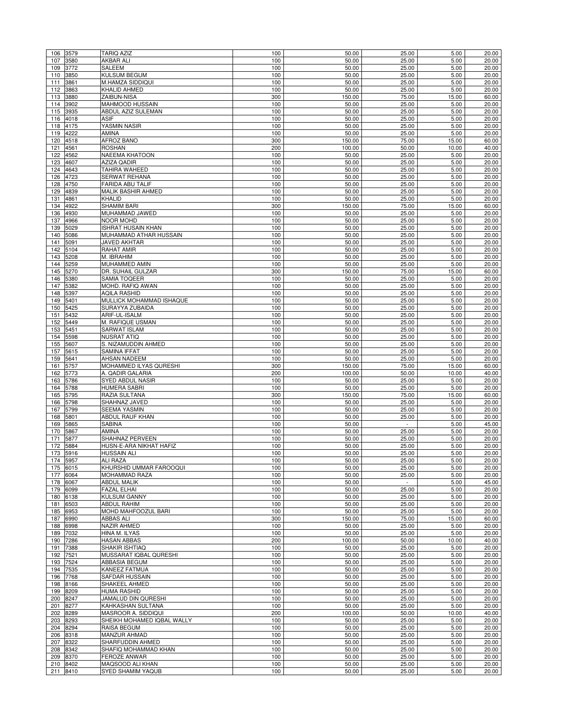| 106 | 3579 | TARIQ AZIZ | 100 | 50.00 | 25.00 | 5.00 | 20.00 |
|---|---|---|---|---|---|---|---|
| 107 | 3580 | AKBAR ALI | 100 | 50.00 | 25.00 | 5.00 | 20.00 |
| 109 | 3772 | SALEEM | 100 | 50.00 | 25.00 | 5.00 | 20.00 |
| 110 | 3850 | KULSUM BEGUM | 100 | 50.00 | 25.00 | 5.00 | 20.00 |
| 111 | 3861 | M.HAMZA SIDDIQUI | 100 | 50.00 | 25.00 | 5.00 | 20.00 |
| 112 | 3863 | KHALID AHMED | 100 | 50.00 | 25.00 | 5.00 | 20.00 |
| 113 | 3880 | ZAIBUN-NISA | 300 | 150.00 | 75.00 | 15.00 | 60.00 |
| 114 | 3902 | MAHMOOD HUSSAIN | 100 | 50.00 | 25.00 | 5.00 | 20.00 |
| 115 | 3935 | ABDUL AZIZ SULEMAN | 100 | 50.00 | 25.00 | 5.00 | 20.00 |
| 116 | 4018 | ASIF | 100 | 50.00 | 25.00 | 5.00 | 20.00 |
| 118 | 4175 | YASMIN NASIR | 100 | 50.00 | 25.00 | 5.00 | 20.00 |
| 119 | 4222 | AMINA | 100 | 50.00 | 25.00 | 5.00 | 20.00 |
| 120 | 4518 | AFROZ BANO | 300 | 150.00 | 75.00 | 15.00 | 60.00 |
| 121 | 4561 | ROSHAN | 200 | 100.00 | 50.00 | 10.00 | 40.00 |
| 122 | 4562 | NAEEMA KHATOON | 100 | 50.00 | 25.00 | 5.00 | 20.00 |
| 123 | 4607 | AZIZA QADIR | 100 | 50.00 | 25.00 | 5.00 | 20.00 |
| 124 | 4643 | TAHIRA WAHEED | 100 | 50.00 | 25.00 | 5.00 | 20.00 |
| 126 | 4723 | SERWAT REHANA | 100 | 50.00 | 25.00 | 5.00 | 20.00 |
| 128 | 4750 | FARIDA ABU TALIF | 100 | 50.00 | 25.00 | 5.00 | 20.00 |
| 129 | 4839 | MALIK BASHIR AHMED | 100 | 50.00 | 25.00 | 5.00 | 20.00 |
| 131 | 4861 | KHALID | 100 | 50.00 | 25.00 | 5.00 | 20.00 |
| 134 | 4922 | SHAMIM BARI | 300 | 150.00 | 75.00 | 15.00 | 60.00 |
| 136 | 4930 | MUHAMMAD JAWED | 100 | 50.00 | 25.00 | 5.00 | 20.00 |
| 137 | 4966 | NOOR MOHD | 100 | 50.00 | 25.00 | 5.00 | 20.00 |
| 139 | 5029 | ISHRAT HUSAIN KHAN | 100 | 50.00 | 25.00 | 5.00 | 20.00 |
| 140 | 5086 | MUHAMMAD ATHAR HUSSAIN | 100 | 50.00 | 25.00 | 5.00 | 20.00 |
| 141 | 5091 | JAVED AKHTAR | 100 | 50.00 | 25.00 | 5.00 | 20.00 |
| 142 | 5104 | RAHAT AMIR | 100 | 50.00 | 25.00 | 5.00 | 20.00 |
| 143 | 5208 | M. IBRAHIM | 100 | 50.00 | 25.00 | 5.00 | 20.00 |
| 144 | 5259 | MUHAMMED AMIN | 100 | 50.00 | 25.00 | 5.00 | 20.00 |
| 145 | 5270 | DR. SUHAIL GULZAR | 300 | 150.00 | 75.00 | 15.00 | 60.00 |
| 146 | 5380 | SAMIA TOQEER | 100 | 50.00 | 25.00 | 5.00 | 20.00 |
| 147 | 5382 | MOHD. RAFIQ AWAN | 100 | 50.00 | 25.00 | 5.00 | 20.00 |
| 148 | 5397 | AQILA RASHID | 100 | 50.00 | 25.00 | 5.00 | 20.00 |
| 149 | 5401 | MULLICK MOHAMMAD ISHAQUE | 100 | 50.00 | 25.00 | 5.00 | 20.00 |
| 150 | 5425 | SURAYYA ZUBAIDA | 100 | 50.00 | 25.00 | 5.00 | 20.00 |
| 151 | 5432 | ARIF-UL-ISALM | 100 | 50.00 | 25.00 | 5.00 | 20.00 |
| 152 | 5449 | M. RAFIQUE USMAN | 100 | 50.00 | 25.00 | 5.00 | 20.00 |
| 153 | 5451 | SARWAT ISLAM | 100 | 50.00 | 25.00 | 5.00 | 20.00 |
| 154 | 5598 | NUSRAT ATIQ | 100 | 50.00 | 25.00 | 5.00 | 20.00 |
| 155 | 5607 | S. NIZAMUDDIN AHMED | 100 | 50.00 | 25.00 | 5.00 | 20.00 |
| 157 | 5615 | SAMINA IFFAT | 100 | 50.00 | 25.00 | 5.00 | 20.00 |
| 159 | 5641 | AHSAN NADEEM | 100 | 50.00 | 25.00 | 5.00 | 20.00 |
| 161 | 5757 | MOHAMMED ILYAS QURESHI | 300 | 150.00 | 75.00 | 15.00 | 60.00 |
| 162 | 5773 | A. QADIR GALARIA | 200 | 100.00 | 50.00 | 10.00 | 40.00 |
| 163 | 5786 | SYED ABDUL NASIR | 100 | 50.00 | 25.00 | 5.00 | 20.00 |
| 164 | 5788 | HUMERA SABRI | 100 | 50.00 | 25.00 | 5.00 | 20.00 |
| 165 | 5795 | RAZIA SULTANA | 300 | 150.00 | 75.00 | 15.00 | 60.00 |
| 166 | 5798 | SHAHNAZ JAVED | 100 | 50.00 | 25.00 | 5.00 | 20.00 |
| 167 | 5799 | SEEMA YASMIN | 100 | 50.00 | 25.00 | 5.00 | 20.00 |
| 168 | 5801 | ABDUL RAUF KHAN | 100 | 50.00 | 25.00 | 5.00 | 20.00 |
| 169 | 5865 | SABINA | 100 | 50.00 | - | 5.00 | 45.00 |
| 170 | 5867 | AMINA | 100 | 50.00 | 25.00 | 5.00 | 20.00 |
| 171 | 5877 | SHAHNAZ PERVEEN | 100 | 50.00 | 25.00 | 5.00 | 20.00 |
| 172 | 5884 | HUSN-E-ARA NIKHAT HAFIZ | 100 | 50.00 | 25.00 | 5.00 | 20.00 |
| 173 | 5916 | HUSSAIN ALI | 100 | 50.00 | 25.00 | 5.00 | 20.00 |
| 174 | 5957 | ALI RAZA | 100 | 50.00 | 25.00 | 5.00 | 20.00 |
| 175 | 6015 | KHURSHID UMMAR FAROOQUI | 100 | 50.00 | 25.00 | 5.00 | 20.00 |
| 177 | 6064 | MOHAMMAD RAZA | 100 | 50.00 | 25.00 | 5.00 | 20.00 |
| 178 | 6067 | ABDUL MALIK | 100 | 50.00 | - | 5.00 | 45.00 |
| 179 | 6099 | FAZAL ELHAI | 100 | 50.00 | 25.00 | 5.00 | 20.00 |
| 180 | 6138 | KULSUM GANNY | 100 | 50.00 | 25.00 | 5.00 | 20.00 |
| 181 | 6503 | ABDUL RAHIM | 100 | 50.00 | 25.00 | 5.00 | 20.00 |
| 185 | 6953 | MOHD MAHFOOZUL BARI | 100 | 50.00 | 25.00 | 5.00 | 20.00 |
| 187 | 6990 | ABBAS ALI | 300 | 150.00 | 75.00 | 15.00 | 60.00 |
| 188 | 6998 | NAZIR AHMED | 100 | 50.00 | 25.00 | 5.00 | 20.00 |
| 189 | 7032 | HINA M. ILYAS | 100 | 50.00 | 25.00 | 5.00 | 20.00 |
| 190 | 7286 | HASAN ABBAS | 200 | 100.00 | 50.00 | 10.00 | 40.00 |
| 191 | 7388 | SHAKIR ISHTIAQ | 100 | 50.00 | 25.00 | 5.00 | 20.00 |
| 192 | 7521 | MUSSARAT IQBAL QURESHI | 100 | 50.00 | 25.00 | 5.00 | 20.00 |
| 193 | 7524 | ABBASIA BEGUM | 100 | 50.00 | 25.00 | 5.00 | 20.00 |
| 194 | 7535 | KANEEZ FATMUA | 100 | 50.00 | 25.00 | 5.00 | 20.00 |
| 196 | 7768 | SAFDAR HUSSAIN | 100 | 50.00 | 25.00 | 5.00 | 20.00 |
| 198 | 8166 | SHAKEEL AHMED | 100 | 50.00 | 25.00 | 5.00 | 20.00 |
| 199 | 8209 | HUMA RASHID | 100 | 50.00 | 25.00 | 5.00 | 20.00 |
| 200 | 8247 | JAMALUD DIN QURESHI | 100 | 50.00 | 25.00 | 5.00 | 20.00 |
| 201 | 8277 | KAHKASHAN SULTANA | 100 | 50.00 | 25.00 | 5.00 | 20.00 |
| 202 | 8289 | MASROOR A. SIDDIQUI | 200 | 100.00 | 50.00 | 10.00 | 40.00 |
| 203 | 8293 | SHEIKH MOHAMED IQBAL WALLY | 100 | 50.00 | 25.00 | 5.00 | 20.00 |
| 204 | 8294 | RAISA BEGUM | 100 | 50.00 | 25.00 | 5.00 | 20.00 |
| 206 | 8318 | MANZUR AHMAD | 100 | 50.00 | 25.00 | 5.00 | 20.00 |
| 207 | 8322 | SHARFUDDIN AHMED | 100 | 50.00 | 25.00 | 5.00 | 20.00 |
| 208 | 8342 | SHAFIQ MOHAMMAD KHAN | 100 | 50.00 | 25.00 | 5.00 | 20.00 |
| 209 | 8370 | FEROZE ANWAR | 100 | 50.00 | 25.00 | 5.00 | 20.00 |
| 210 | 8402 | MAQSOOD ALI KHAN | 100 | 50.00 | 25.00 | 5.00 | 20.00 |
| 211 | 8410 | SYED SHAMIM YAQUB | 100 | 50.00 | 25.00 | 5.00 | 20.00 |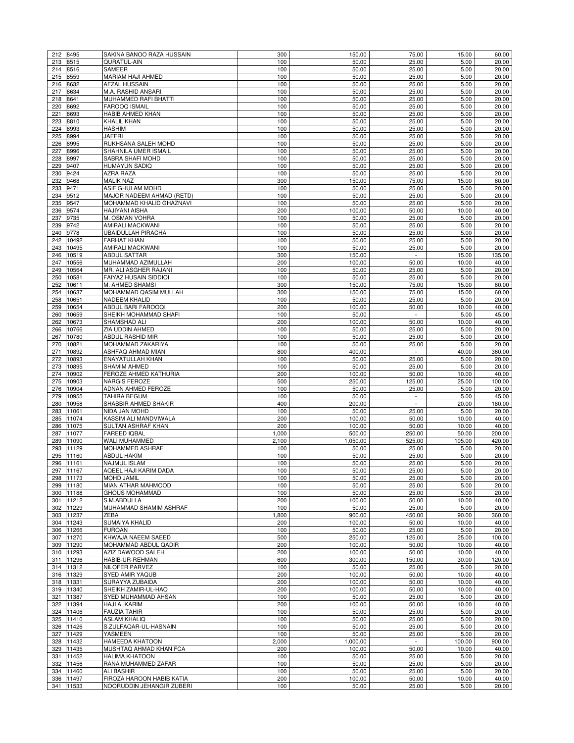| | | | | | | | |
|---|---|---|---|---|---|---|---|
| 212 | 8495 | SAKINA BANOO RAZA HUSSAIN | 300 | 150.00 | 75.00 | 15.00 | 60.00 |
| 213 | 8515 | QURATUL-AIN | 100 | 50.00 | 25.00 | 5.00 | 20.00 |
| 214 | 8516 | SAMEER | 100 | 50.00 | 25.00 | 5.00 | 20.00 |
| 215 | 8559 | MARIAM HAJI AHMED | 100 | 50.00 | 25.00 | 5.00 | 20.00 |
| 216 | 8632 | AFZAL HUSSAIN | 100 | 50.00 | 25.00 | 5.00 | 20.00 |
| 217 | 8634 | M.A. RASHID ANSARI | 100 | 50.00 | 25.00 | 5.00 | 20.00 |
| 218 | 8641 | MUHAMMED RAFI BHATTI | 100 | 50.00 | 25.00 | 5.00 | 20.00 |
| 220 | 8692 | FAROOQ ISMAIL | 100 | 50.00 | 25.00 | 5.00 | 20.00 |
| 221 | 8693 | HABIB AHMED KHAN | 100 | 50.00 | 25.00 | 5.00 | 20.00 |
| 223 | 8810 | KHALIL KHAN | 100 | 50.00 | 25.00 | 5.00 | 20.00 |
| 224 | 8993 | HASHIM | 100 | 50.00 | 25.00 | 5.00 | 20.00 |
| 225 | 8994 | JAFFRI | 100 | 50.00 | 25.00 | 5.00 | 20.00 |
| 226 | 8995 | RUKHSANA SALEH MOHD | 100 | 50.00 | 25.00 | 5.00 | 20.00 |
| 227 | 8996 | SHAHNILA UMER ISMAIL | 100 | 50.00 | 25.00 | 5.00 | 20.00 |
| 228 | 8997 | SABRA SHAFI MOHD | 100 | 50.00 | 25.00 | 5.00 | 20.00 |
| 229 | 9407 | HUMAYUN SADIQ | 100 | 50.00 | 25.00 | 5.00 | 20.00 |
| 230 | 9424 | AZRA RAZA | 100 | 50.00 | 25.00 | 5.00 | 20.00 |
| 232 | 9468 | MALIK NAZ | 300 | 150.00 | 75.00 | 15.00 | 60.00 |
| 233 | 9471 | ASIF GHULAM MOHD | 100 | 50.00 | 25.00 | 5.00 | 20.00 |
| 234 | 9512 | MAJOR NADEEM AHMAD (RETD) | 100 | 50.00 | 25.00 | 5.00 | 20.00 |
| 235 | 9547 | MOHAMMAD KHALID GHAZNAVI | 100 | 50.00 | 25.00 | 5.00 | 20.00 |
| 236 | 9574 | HAJIYANI AISHA | 200 | 100.00 | 50.00 | 10.00 | 40.00 |
| 237 | 9735 | M. OSMAN VOHRA | 100 | 50.00 | 25.00 | 5.00 | 20.00 |
| 239 | 9742 | AMIRALI MACKWANI | 100 | 50.00 | 25.00 | 5.00 | 20.00 |
| 240 | 9778 | UBAIDULLAH PIRACHA | 100 | 50.00 | 25.00 | 5.00 | 20.00 |
| 242 | 10492 | FARHAT KHAN | 100 | 50.00 | 25.00 | 5.00 | 20.00 |
| 243 | 10495 | AMIRALI MACKWANI | 100 | 50.00 | 25.00 | 5.00 | 20.00 |
| 246 | 10519 | ABDUL SATTAR | 300 | 150.00 | - | 15.00 | 135.00 |
| 247 | 10556 | MUHAMMAD AZIMULLAH | 200 | 100.00 | 50.00 | 10.00 | 40.00 |
| 249 | 10564 | MR. ALI ASGHER RAJANI | 100 | 50.00 | 25.00 | 5.00 | 20.00 |
| 250 | 10581 | FAIYAZ HUSAIN SIDDIQI | 100 | 50.00 | 25.00 | 5.00 | 20.00 |
| 252 | 10611 | M. AHMED SHAMSI | 300 | 150.00 | 75.00 | 15.00 | 60.00 |
| 254 | 10637 | MOHAMMAD QASIM MULLAH | 300 | 150.00 | 75.00 | 15.00 | 60.00 |
| 258 | 10651 | NADEEM KHALID | 100 | 50.00 | 25.00 | 5.00 | 20.00 |
| 259 | 10654 | ABDUL BARI FAROOQI | 200 | 100.00 | 50.00 | 10.00 | 40.00 |
| 260 | 10659 | SHEIKH MOHAMMAD SHAFI | 100 | 50.00 | - | 5.00 | 45.00 |
| 262 | 10673 | SHAMSHAD ALI | 200 | 100.00 | 50.00 | 10.00 | 40.00 |
| 266 | 10766 | ZIA UDDIN AHMED | 100 | 50.00 | 25.00 | 5.00 | 20.00 |
| 267 | 10780 | ABDUL RASHID MIR | 100 | 50.00 | 25.00 | 5.00 | 20.00 |
| 270 | 10821 | MOHAMMAD ZAKARIYA | 100 | 50.00 | 25.00 | 5.00 | 20.00 |
| 271 | 10892 | ASHFAQ AHMAD MIAN | 800 | 400.00 | - | 40.00 | 360.00 |
| 272 | 10893 | ENAYATULLAH KHAN | 100 | 50.00 | 25.00 | 5.00 | 20.00 |
| 273 | 10895 | SHAMIM AHMED | 100 | 50.00 | 25.00 | 5.00 | 20.00 |
| 274 | 10902 | FEROZE AHMED KATHURIA | 200 | 100.00 | 50.00 | 10.00 | 40.00 |
| 275 | 10903 | NARGIS FEROZE | 500 | 250.00 | 125.00 | 25.00 | 100.00 |
| 276 | 10904 | ADNAN AHMED FEROZE | 100 | 50.00 | 25.00 | 5.00 | 20.00 |
| 279 | 10955 | TAHIRA BEGUM | 100 | 50.00 | - | 5.00 | 45.00 |
| 280 | 10958 | SHABBIR AHMED SHAKIR | 400 | 200.00 | - | 20.00 | 180.00 |
| 283 | 11061 | NIDA JAN MOHD | 100 | 50.00 | 25.00 | 5.00 | 20.00 |
| 285 | 11074 | KASSIM ALI MANDVIWALA | 200 | 100.00 | 50.00 | 10.00 | 40.00 |
| 286 | 11075 | SULTAN ASHRAF KHAN | 200 | 100.00 | 50.00 | 10.00 | 40.00 |
| 287 | 11077 | FAREED IQBAL | 1,000 | 500.00 | 250.00 | 50.00 | 200.00 |
| 289 | 11090 | WALI MUHAMMED | 2,100 | 1,050.00 | 525.00 | 105.00 | 420.00 |
| 293 | 11129 | MOHAMMED ASHRAF | 100 | 50.00 | 25.00 | 5.00 | 20.00 |
| 295 | 11160 | ABDUL HAKIM | 100 | 50.00 | 25.00 | 5.00 | 20.00 |
| 296 | 11161 | NAJMUL ISLAM | 100 | 50.00 | 25.00 | 5.00 | 20.00 |
| 297 | 11167 | AQEEL HAJI KARIM DADA | 100 | 50.00 | 25.00 | 5.00 | 20.00 |
| 298 | 11173 | MOHD JAMIL | 100 | 50.00 | 25.00 | 5.00 | 20.00 |
| 299 | 11180 | MIAN ATHAR MAHMOOD | 100 | 50.00 | 25.00 | 5.00 | 20.00 |
| 300 | 11188 | GHOUS MOHAMMAD | 100 | 50.00 | 25.00 | 5.00 | 20.00 |
| 301 | 11212 | S.M.ABDULLA | 200 | 100.00 | 50.00 | 10.00 | 40.00 |
| 302 | 11229 | MUHAMMAD SHAMIM ASHRAF | 100 | 50.00 | 25.00 | 5.00 | 20.00 |
| 303 | 11237 | ZEBA | 1,800 | 900.00 | 450.00 | 90.00 | 360.00 |
| 304 | 11243 | SUMAIYA KHALID | 200 | 100.00 | 50.00 | 10.00 | 40.00 |
| 306 | 11266 | FURQAN | 100 | 50.00 | 25.00 | 5.00 | 20.00 |
| 307 | 11270 | KHWAJA NAEEM SAEED | 500 | 250.00 | 125.00 | 25.00 | 100.00 |
| 309 | 11290 | MOHAMMAD ABDUL QADIR | 200 | 100.00 | 50.00 | 10.00 | 40.00 |
| 310 | 11293 | AZIZ DAWOOD SALEH | 200 | 100.00 | 50.00 | 10.00 | 40.00 |
| 311 | 11296 | HABIB-UR-REHMAN | 600 | 300.00 | 150.00 | 30.00 | 120.00 |
| 314 | 11312 | NILOFER PARVEZ | 100 | 50.00 | 25.00 | 5.00 | 20.00 |
| 316 | 11329 | SYED AMIR YAQUB | 200 | 100.00 | 50.00 | 10.00 | 40.00 |
| 318 | 11331 | SURAYYA ZUBAIDA | 200 | 100.00 | 50.00 | 10.00 | 40.00 |
| 319 | 11340 | SHEIKH ZAMIR-UL-HAQ | 200 | 100.00 | 50.00 | 10.00 | 40.00 |
| 321 | 11387 | SYED MUHAMMAD AHSAN | 100 | 50.00 | 25.00 | 5.00 | 20.00 |
| 322 | 11394 | HAJI A. KARIM | 200 | 100.00 | 50.00 | 10.00 | 40.00 |
| 324 | 11406 | FAUZIA TAHIR | 100 | 50.00 | 25.00 | 5.00 | 20.00 |
| 325 | 11410 | ASLAM KHALIQ | 100 | 50.00 | 25.00 | 5.00 | 20.00 |
| 326 | 11426 | S.ZULFAQAR-UL-HASNAIN | 100 | 50.00 | 25.00 | 5.00 | 20.00 |
| 327 | 11429 | YASMEEN | 100 | 50.00 | 25.00 | 5.00 | 20.00 |
| 328 | 11432 | HAMEEDA KHATOON | 2,000 | 1,000.00 | - | 100.00 | 900.00 |
| 329 | 11435 | MUSHTAQ AHMAD KHAN FCA | 200 | 100.00 | 50.00 | 10.00 | 40.00 |
| 331 | 11452 | HALIMA KHATOON | 100 | 50.00 | 25.00 | 5.00 | 20.00 |
| 332 | 11456 | RANA MUHAMMED ZAFAR | 100 | 50.00 | 25.00 | 5.00 | 20.00 |
| 334 | 11460 | ALI BASHIR | 100 | 50.00 | 25.00 | 5.00 | 20.00 |
| 336 | 11497 | FIROZA HAROON HABIB KATIA | 200 | 100.00 | 50.00 | 10.00 | 40.00 |
| 341 | 11533 | NOORUDDIN JEHANGIR ZUBERI | 100 | 50.00 | 25.00 | 5.00 | 20.00 |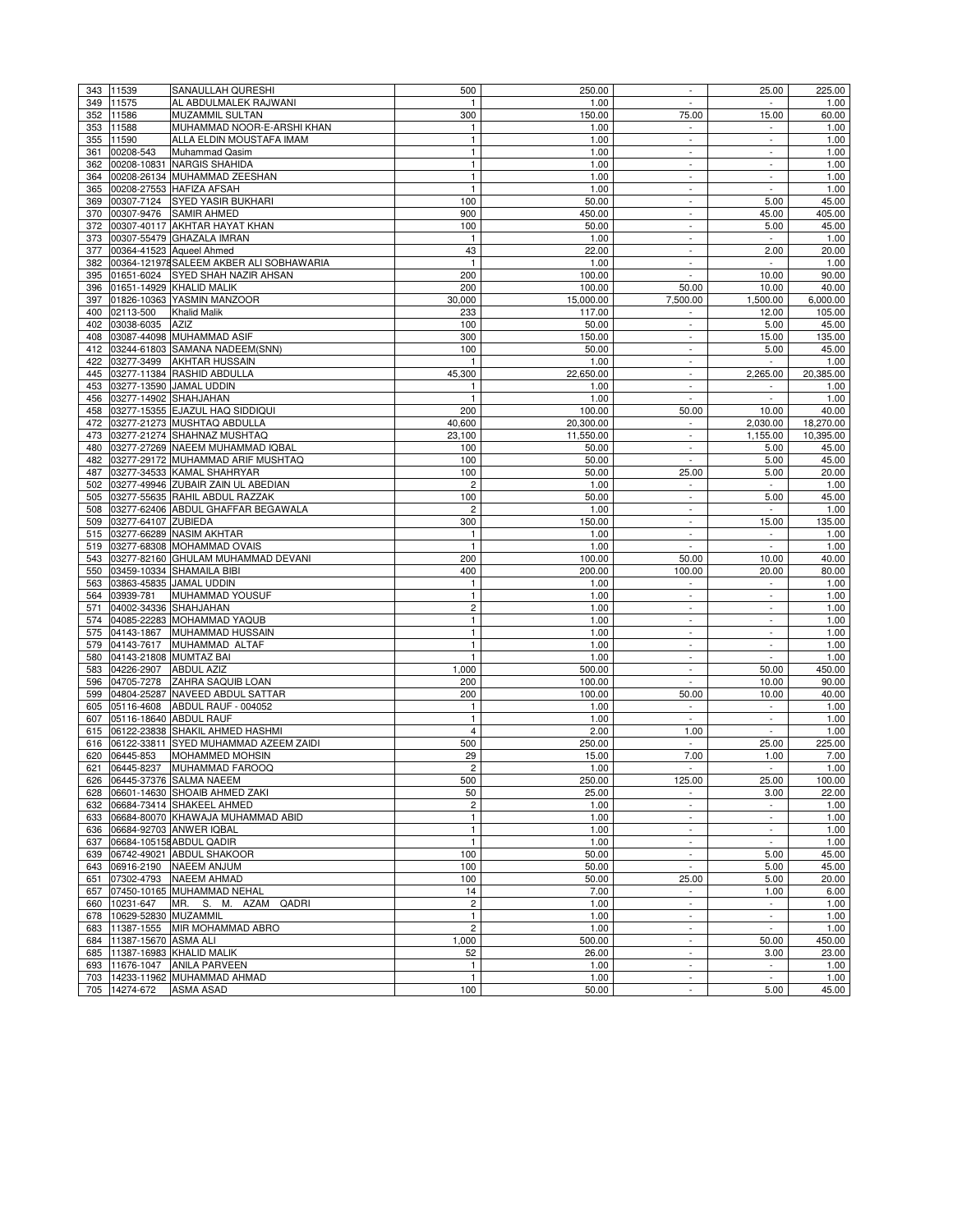| | | | | | | | |
|---|---|---|---|---|---|---|---|
| 343 | 11539 | SANAULLAH QURESHI | 500 | 250.00 | - | 25.00 | 225.00 |
| 349 | 11575 | AL ABDULMALEK RAJWANI | 1 | 1.00 | - | - | 1.00 |
| 352 | 11586 | MUZAMMIL SULTAN | 300 | 150.00 | 75.00 | 15.00 | 60.00 |
| 353 | 11588 | MUHAMMAD NOOR-E-ARSHI KHAN | 1 | 1.00 | - | - | 1.00 |
| 355 | 11590 | ALLA ELDIN MOUSTAFA IMAM | 1 | 1.00 | - | - | 1.00 |
| 361 | 00208-543 | Muhammad Qasim | 1 | 1.00 | - | - | 1.00 |
| 362 | 00208-10831 | NARGIS SHAHIDA | 1 | 1.00 | - | - | 1.00 |
| 364 | 00208-26134 | MUHAMMAD ZEESHAN | 1 | 1.00 | - | - | 1.00 |
| 365 | 00208-27553 | HAFIZA AFSAH | 1 | 1.00 | - | - | 1.00 |
| 369 | 00307-7124 | SYED YASIR BUKHARI | 100 | 50.00 | - | 5.00 | 45.00 |
| 370 | 00307-9476 | SAMIR AHMED | 900 | 450.00 | - | 45.00 | 405.00 |
| 372 | 00307-40117 | AKHTAR HAYAT KHAN | 100 | 50.00 | - | 5.00 | 45.00 |
| 373 | 00307-55479 | GHAZALA IMRAN | 1 | 1.00 | - | - | 1.00 |
| 377 | 00364-41523 | Aqueel Ahmed | 43 | 22.00 | - | 2.00 | 20.00 |
| 382 | 00364-121978 | SALEEM AKBER ALI SOBHAWARIA | 1 | 1.00 | - | - | 1.00 |
| 395 | 01651-6024 | SYED SHAH NAZIR AHSAN | 200 | 100.00 | - | 10.00 | 90.00 |
| 396 | 01651-14929 | KHALID MALIK | 200 | 100.00 | 50.00 | 10.00 | 40.00 |
| 397 | 01826-10363 | YASMIN MANZOOR | 30,000 | 15,000.00 | 7,500.00 | 1,500.00 | 6,000.00 |
| 400 | 02113-500 | Khalid Malik | 233 | 117.00 | - | 12.00 | 105.00 |
| 402 | 03038-6035 | AZIZ | 100 | 50.00 | - | 5.00 | 45.00 |
| 408 | 03087-44098 | MUHAMMAD ASIF | 300 | 150.00 | - | 15.00 | 135.00 |
| 412 | 03244-61803 | SAMANA NADEEM(SNN) | 100 | 50.00 | - | 5.00 | 45.00 |
| 422 | 03277-3499 | AKHTAR HUSSAIN | 1 | 1.00 | - | - | 1.00 |
| 445 | 03277-11384 | RASHID ABDULLA | 45,300 | 22,650.00 | - | 2,265.00 | 20,385.00 |
| 453 | 03277-13590 | JAMAL UDDIN | 1 | 1.00 | - | - | 1.00 |
| 456 | 03277-14902 | SHAHJAHAN | 1 | 1.00 | - | - | 1.00 |
| 458 | 03277-15355 | EJAZUL HAQ SIDDIQUI | 200 | 100.00 | 50.00 | 10.00 | 40.00 |
| 472 | 03277-21273 | MUSHTAQ ABDULLA | 40,600 | 20,300.00 | - | 2,030.00 | 18,270.00 |
| 473 | 03277-21274 | SHAHNAZ MUSHTAQ | 23,100 | 11,550.00 | - | 1,155.00 | 10,395.00 |
| 480 | 03277-27269 | NAEEM MUHAMMAD IQBAL | 100 | 50.00 | - | 5.00 | 45.00 |
| 482 | 03277-29172 | MUHAMMAD ARIF MUSHTAQ | 100 | 50.00 | - | 5.00 | 45.00 |
| 487 | 03277-34533 | KAMAL SHAHRYAR | 100 | 50.00 | 25.00 | 5.00 | 20.00 |
| 502 | 03277-49946 | ZUBAIR ZAIN UL ABEDIAN | 2 | 1.00 | - | - | 1.00 |
| 505 | 03277-55635 | RAHIL ABDUL RAZZAK | 100 | 50.00 | - | 5.00 | 45.00 |
| 508 | 03277-62406 | ABDUL GHAFFAR BEGAWALA | 2 | 1.00 | - | - | 1.00 |
| 509 | 03277-64107 | ZUBIEDA | 300 | 150.00 | - | 15.00 | 135.00 |
| 515 | 03277-66289 | NASIM AKHTAR | 1 | 1.00 | - | - | 1.00 |
| 519 | 03277-68308 | MOHAMMAD OVAIS | 1 | 1.00 | - | - | 1.00 |
| 543 | 03277-82160 | GHULAM MUHAMMAD DEVANI | 200 | 100.00 | 50.00 | 10.00 | 40.00 |
| 550 | 03459-10334 | SHAMAILA BIBI | 400 | 200.00 | 100.00 | 20.00 | 80.00 |
| 563 | 03863-45835 | JAMAL UDDIN | 1 | 1.00 | - | - | 1.00 |
| 564 | 03939-781 | MUHAMMAD YOUSUF | 1 | 1.00 | - | - | 1.00 |
| 571 | 04002-34336 | SHAHJAHAN | 2 | 1.00 | - | - | 1.00 |
| 574 | 04085-22283 | MOHAMMAD YAQUB | 1 | 1.00 | - | - | 1.00 |
| 575 | 04143-1867 | MUHAMMAD HUSSAIN | 1 | 1.00 | - | - | 1.00 |
| 579 | 04143-7617 | MUHAMMAD ALTAF | 1 | 1.00 | - | - | 1.00 |
| 580 | 04143-21808 | MUMTAZ BAI | 1 | 1.00 | - | - | 1.00 |
| 583 | 04226-2907 | ABDUL AZIZ | 1,000 | 500.00 | - | 50.00 | 450.00 |
| 596 | 04705-7278 | ZAHRA SAQUIB LOAN | 200 | 100.00 | - | 10.00 | 90.00 |
| 599 | 04804-25287 | NAVEED ABDUL SATTAR | 200 | 100.00 | 50.00 | 10.00 | 40.00 |
| 605 | 05116-4608 | ABDUL RAUF - 004052 | 1 | 1.00 | - | - | 1.00 |
| 607 | 05116-18640 | ABDUL RAUF | 1 | 1.00 | - | - | 1.00 |
| 615 | 06122-23838 | SHAKIL AHMED HASHMI | 4 | 2.00 | 1.00 | - | 1.00 |
| 616 | 06122-33811 | SYED MUHAMMAD AZEEM ZAIDI | 500 | 250.00 | - | 25.00 | 225.00 |
| 620 | 06445-853 | MOHAMMED MOHSIN | 29 | 15.00 | 7.00 | 1.00 | 7.00 |
| 621 | 06445-8237 | MUHAMMAD FAROOQ | 2 | 1.00 | - | - | 1.00 |
| 626 | 06445-37376 | SALMA NAEEM | 500 | 250.00 | 125.00 | 25.00 | 100.00 |
| 628 | 06601-14630 | SHOAIB AHMED ZAKI | 50 | 25.00 | - | 3.00 | 22.00 |
| 632 | 06684-73414 | SHAKEEL AHMED | 2 | 1.00 | - | - | 1.00 |
| 633 | 06684-80070 | KHAWAJA MUHAMMAD ABID | 1 | 1.00 | - | - | 1.00 |
| 636 | 06684-92703 | ANWER IQBAL | 1 | 1.00 | - | - | 1.00 |
| 637 | 06684-105158 | ABDUL QADIR | 1 | 1.00 | - | - | 1.00 |
| 639 | 06742-49021 | ABDUL SHAKOOR | 100 | 50.00 | - | 5.00 | 45.00 |
| 643 | 06916-2190 | NAEEM ANJUM | 100 | 50.00 | - | 5.00 | 45.00 |
| 651 | 07302-4793 | NAEEM AHMAD | 100 | 50.00 | 25.00 | 5.00 | 20.00 |
| 657 | 07450-10165 | MUHAMMAD NEHAL | 14 | 7.00 | - | 1.00 | 6.00 |
| 660 | 10231-647 | MR. S. M. AZAM QADRI | 2 | 1.00 | - | - | 1.00 |
| 678 | 10629-52830 | MUZAMMIL | 1 | 1.00 | - | - | 1.00 |
| 683 | 11387-1555 | MIR MOHAMMAD ABRO | 2 | 1.00 | - | - | 1.00 |
| 684 | 11387-15670 | ASMA ALI | 1,000 | 500.00 | - | 50.00 | 450.00 |
| 685 | 11387-16983 | KHALID MALIK | 52 | 26.00 | - | 3.00 | 23.00 |
| 693 | 11676-1047 | ANILA PARVEEN | 1 | 1.00 | - | - | 1.00 |
| 703 | 14233-11962 | MUHAMMAD AHMAD | 1 | 1.00 | - | - | 1.00 |
| 705 | 14274-672 | ASMA ASAD | 100 | 50.00 | - | 5.00 | 45.00 |